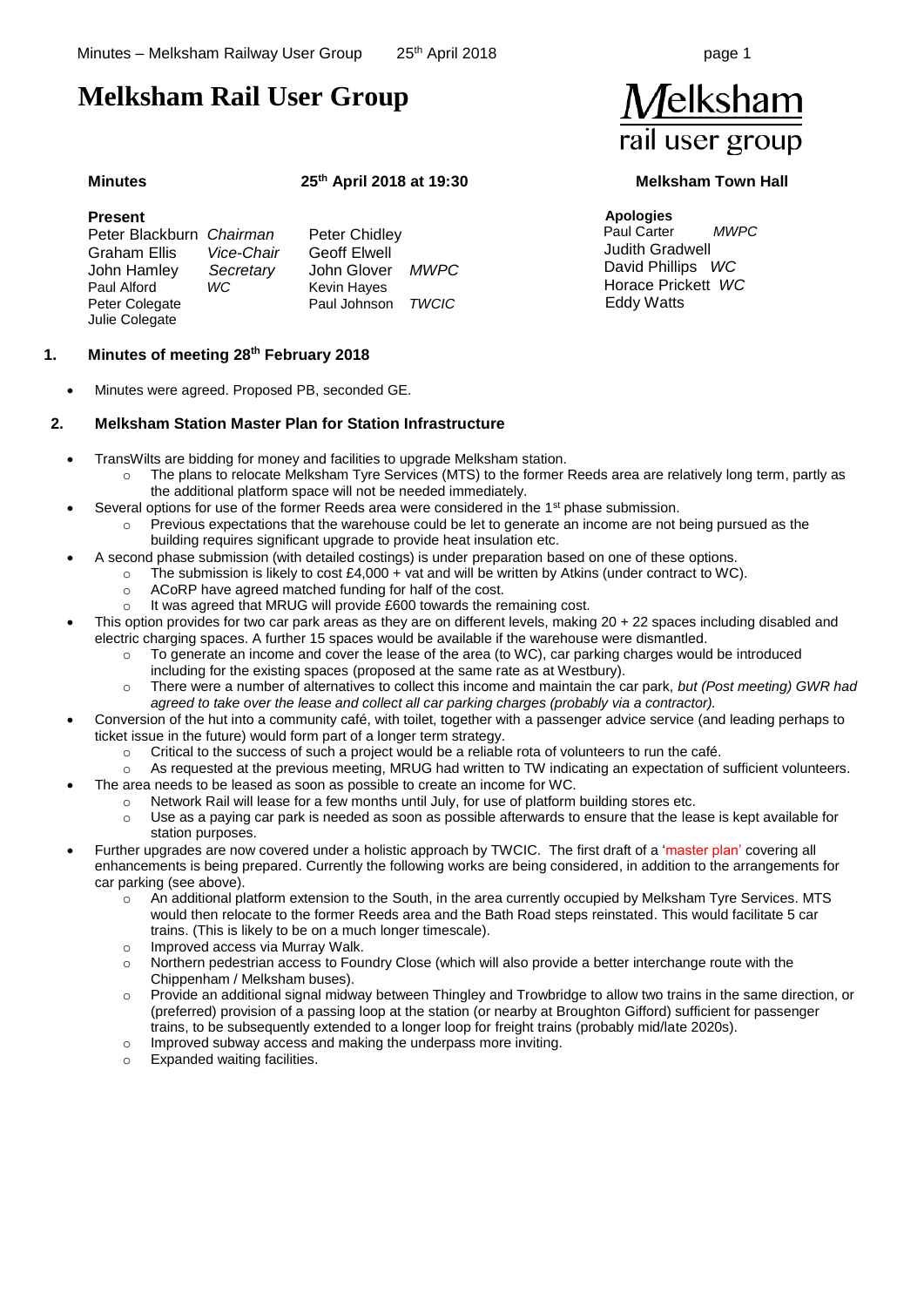# Melksham Rail User Group

**Minutes** **25th April 2018 at 19:30** **Melksham Town Hall**

**Present**

| | | | |
|---|---|---|---|
| Peter Blackburn | *Chairman* | Peter Chidley | |
| Graham Ellis | *Vice-Chair* | Geoff Elwell | |
| John Hamley | *Secretary* | John Glover | *MWPC* |
| Paul Alford | *WC* | Kevin Hayes | |
| Peter Colegate | | Paul Johnson | *TWCIC* |
| Julie Colegate | | | |

**Apologies**

| | |
|---|---|
| Paul Carter | *MWPC* |
| Judith Gradwell | |
| David Phillips | *WC* |
| Horace Prickett | *WC* |
| Eddy Watts | |

## 1. Minutes of meeting 28th February 2018

- Minutes were agreed. Proposed PB, seconded GE.

## 2. Melksham Station Master Plan for Station Infrastructure

- TransWilts are bidding for money and facilities to upgrade Melksham station.
  - The plans to relocate Melksham Tyre Services (MTS) to the former Reeds area are relatively long term, partly as the additional platform space will not be needed immediately.
- Several options for use of the former Reeds area were considered in the 1st phase submission.
  - Previous expectations that the warehouse could be let to generate an income are not being pursued as the building requires significant upgrade to provide heat insulation etc.
- A second phase submission (with detailed costings) is under preparation based on one of these options.
  - The submission is likely to cost £4,000 + vat and will be written by Atkins (under contract to WC).
  - ACoRP have agreed matched funding for half of the cost.
  - It was agreed that MRUG will provide £600 towards the remaining cost.
- This option provides for two car park areas as they are on different levels, making 20 + 22 spaces including disabled and electric charging spaces. A further 15 spaces would be available if the warehouse were dismantled.
  - To generate an income and cover the lease of the area (to WC), car parking charges would be introduced including for the existing spaces (proposed at the same rate as at Westbury).
  - There were a number of alternatives to collect this income and maintain the car park, *but (Post meeting) GWR had agreed to take over the lease and collect all car parking charges (probably via a contractor).*
- Conversion of the hut into a community café, with toilet, together with a passenger advice service (and leading perhaps to ticket issue in the future) would form part of a longer term strategy.
  - Critical to the success of such a project would be a reliable rota of volunteers to run the café.
  - As requested at the previous meeting, MRUG had written to TW indicating an expectation of sufficient volunteers.
- The area needs to be leased as soon as possible to create an income for WC.
  - Network Rail will lease for a few months until July, for use of platform building stores etc.
  - Use as a paying car park is needed as soon as possible afterwards to ensure that the lease is kept available for station purposes.
- Further upgrades are now covered under a holistic approach by TWCIC. The first draft of a 'master plan' covering all enhancements is being prepared. Currently the following works are being considered, in addition to the arrangements for car parking (see above).
  - An additional platform extension to the South, in the area currently occupied by Melksham Tyre Services. MTS would then relocate to the former Reeds area and the Bath Road steps reinstated. This would facilitate 5 car trains. (This is likely to be on a much longer timescale).
  - Improved access via Murray Walk.
  - Northern pedestrian access to Foundry Close (which will also provide a better interchange route with the Chippenham / Melksham buses).
  - Provide an additional signal midway between Thingley and Trowbridge to allow two trains in the same direction, or (preferred) provision of a passing loop at the station (or nearby at Broughton Gifford) sufficient for passenger trains, to be subsequently extended to a longer loop for freight trains (probably mid/late 2020s).
  - Improved subway access and making the underpass more inviting.
  - Expanded waiting facilities.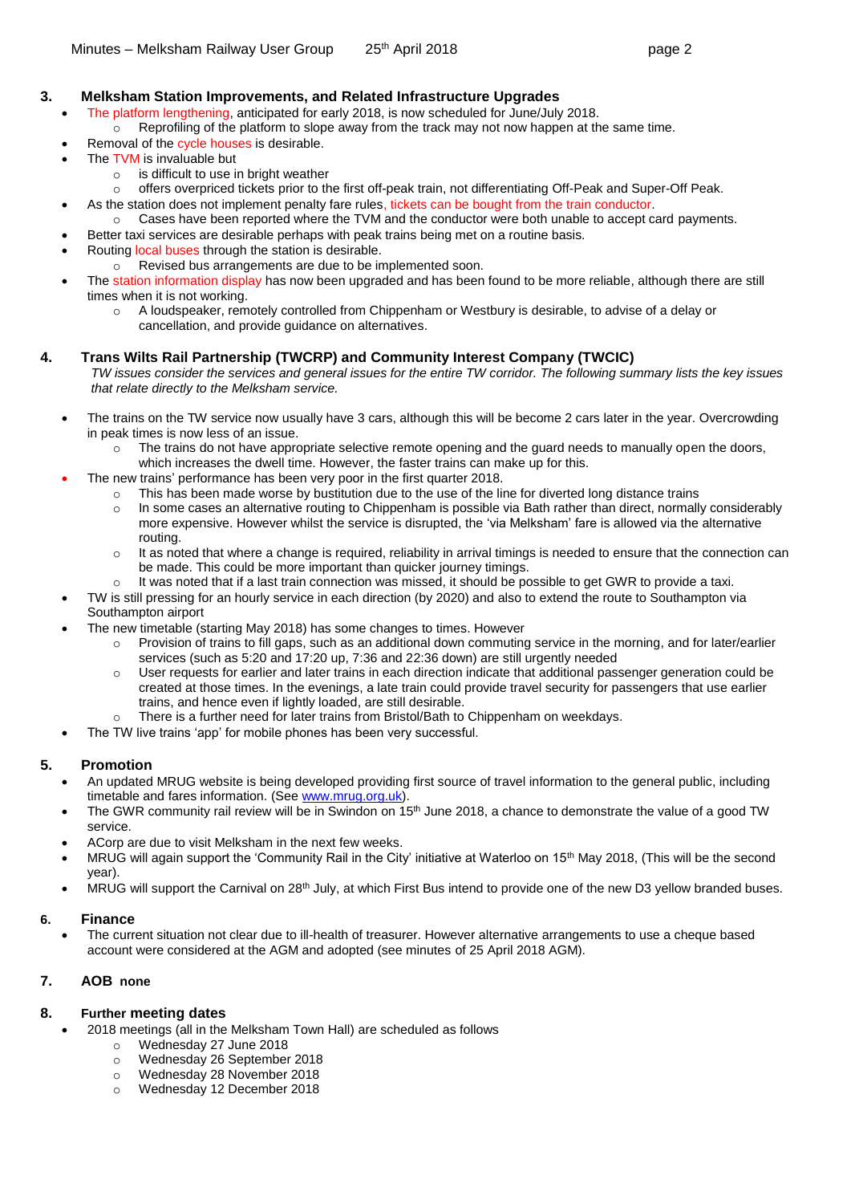## 3. Melksham Station Improvements, and Related Infrastructure Upgrades

- The platform lengthening, anticipated for early 2018, is now scheduled for June/July 2018.
  - Reprofiling of the platform to slope away from the track may not now happen at the same time.
- Removal of the cycle houses is desirable.
- The TVM is invaluable but
  - is difficult to use in bright weather
  - offers overpriced tickets prior to the first off-peak train, not differentiating Off-Peak and Super-Off Peak.
- As the station does not implement penalty fare rules, tickets can be bought from the train conductor.
  - Cases have been reported where the TVM and the conductor were both unable to accept card payments.
- Better taxi services are desirable perhaps with peak trains being met on a routine basis.
- Routing local buses through the station is desirable.
  - Revised bus arrangements are due to be implemented soon.
- The station information display has now been upgraded and has been found to be more reliable, although there are still times when it is not working.
  - A loudspeaker, remotely controlled from Chippenham or Westbury is desirable, to advise of a delay or cancellation, and provide guidance on alternatives.

## 4. Trans Wilts Rail Partnership (TWCRP) and Community Interest Company (TWCIC)

*TW issues consider the services and general issues for the entire TW corridor. The following summary lists the key issues that relate directly to the Melksham service.*

- The trains on the TW service now usually have 3 cars, although this will be become 2 cars later in the year. Overcrowding in peak times is now less of an issue.
  - The trains do not have appropriate selective remote opening and the guard needs to manually open the doors, which increases the dwell time. However, the faster trains can make up for this.
- The new trains' performance has been very poor in the first quarter 2018.
  - This has been made worse by bustitution due to the use of the line for diverted long distance trains
  - In some cases an alternative routing to Chippenham is possible via Bath rather than direct, normally considerably more expensive. However whilst the service is disrupted, the 'via Melksham' fare is allowed via the alternative routing.
  - It as noted that where a change is required, reliability in arrival timings is needed to ensure that the connection can be made. This could be more important than quicker journey timings.
  - It was noted that if a last train connection was missed, it should be possible to get GWR to provide a taxi.
- TW is still pressing for an hourly service in each direction (by 2020) and also to extend the route to Southampton via Southampton airport
- The new timetable (starting May 2018) has some changes to times. However
  - Provision of trains to fill gaps, such as an additional down commuting service in the morning, and for later/earlier services (such as 5:20 and 17:20 up, 7:36 and 22:36 down) are still urgently needed
  - User requests for earlier and later trains in each direction indicate that additional passenger generation could be created at those times. In the evenings, a late train could provide travel security for passengers that use earlier trains, and hence even if lightly loaded, are still desirable.
  - There is a further need for later trains from Bristol/Bath to Chippenham on weekdays.
- The TW live trains 'app' for mobile phones has been very successful.

## 5. Promotion

- An updated MRUG website is being developed providing first source of travel information to the general public, including timetable and fares information. (See www.mrug.org.uk).
- The GWR community rail review will be in Swindon on 15th June 2018, a chance to demonstrate the value of a good TW service.
- ACorp are due to visit Melksham in the next few weeks.
- MRUG will again support the 'Community Rail in the City' initiative at Waterloo on 15th May 2018, (This will be the second year).
- MRUG will support the Carnival on 28th July, at which First Bus intend to provide one of the new D3 yellow branded buses.

## 6. Finance

- The current situation not clear due to ill-health of treasurer. However alternative arrangements to use a cheque based account were considered at the AGM and adopted (see minutes of 25 April 2018 AGM).

## 7. AOB none

## 8. Further meeting dates

- 2018 meetings (all in the Melksham Town Hall) are scheduled as follows
  - Wednesday 27 June 2018
  - Wednesday 26 September 2018
  - Wednesday 28 November 2018
  - Wednesday 12 December 2018